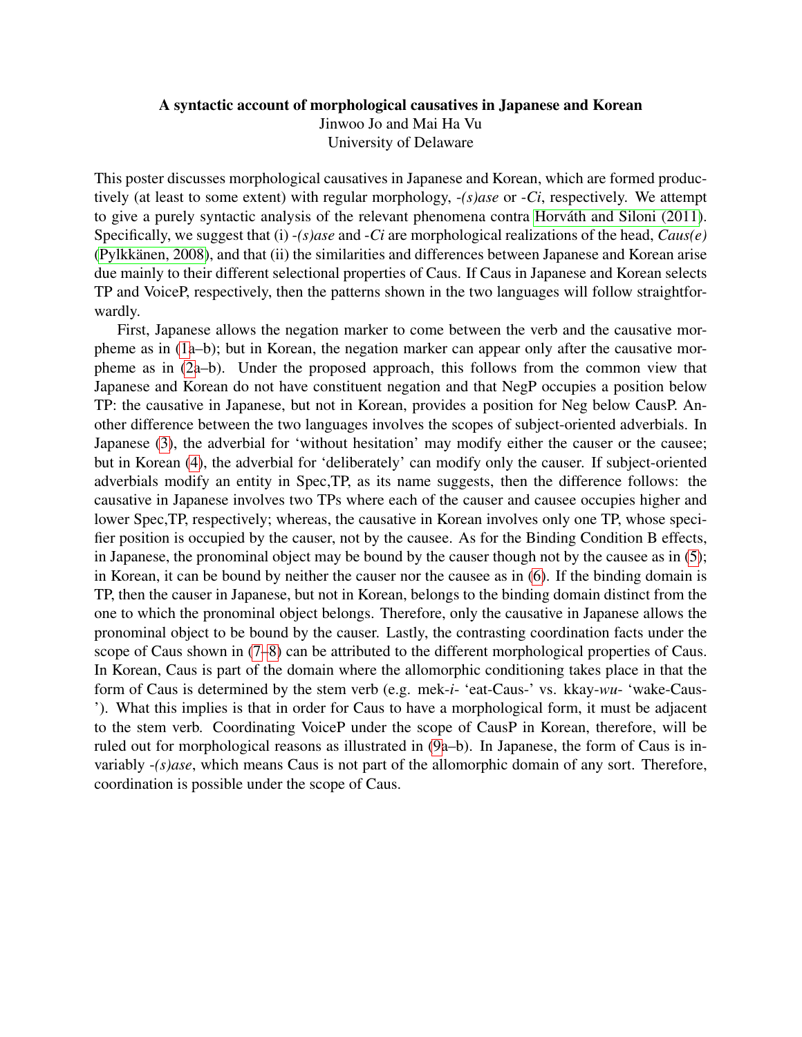# A syntactic account of morphological causatives in Japanese and Korean

Jinwoo Jo and Mai Ha Vu
University of Delaware

This poster discusses morphological causatives in Japanese and Korean, which are formed productively (at least to some extent) with regular morphology, *-(s)ase* or *-Ci*, respectively. We attempt to give a purely syntactic analysis of the relevant phenomena contra Horváth and Siloni (2011). Specifically, we suggest that (i) *-(s)ase* and *-Ci* are morphological realizations of the head, *Caus(e)* (Pylkkänen, 2008), and that (ii) the similarities and differences between Japanese and Korean arise due mainly to their different selectional properties of Caus. If Caus in Japanese and Korean selects TP and VoiceP, respectively, then the patterns shown in the two languages will follow straightforwardly.

First, Japanese allows the negation marker to come between the verb and the causative morpheme as in (1a–b); but in Korean, the negation marker can appear only after the causative morpheme as in (2a–b). Under the proposed approach, this follows from the common view that Japanese and Korean do not have constituent negation and that NegP occupies a position below TP: the causative in Japanese, but not in Korean, provides a position for Neg below CausP. Another difference between the two languages involves the scopes of subject-oriented adverbials. In Japanese (3), the adverbial for 'without hesitation' may modify either the causer or the causee; but in Korean (4), the adverbial for 'deliberately' can modify only the causer. If subject-oriented adverbials modify an entity in Spec,TP, as its name suggests, then the difference follows: the causative in Japanese involves two TPs where each of the causer and causee occupies higher and lower Spec,TP, respectively; whereas, the causative in Korean involves only one TP, whose specifier position is occupied by the causer, not by the causee. As for the Binding Condition B effects, in Japanese, the pronominal object may be bound by the causer though not by the causee as in (5); in Korean, it can be bound by neither the causer nor the causee as in (6). If the binding domain is TP, then the causer in Japanese, but not in Korean, belongs to the binding domain distinct from the one to which the pronominal object belongs. Therefore, only the causative in Japanese allows the pronominal object to be bound by the causer. Lastly, the contrasting coordination facts under the scope of Caus shown in (7–8) can be attributed to the different morphological properties of Caus. In Korean, Caus is part of the domain where the allomorphic conditioning takes place in that the form of Caus is determined by the stem verb (e.g. mek-*i*- 'eat-Caus-' vs. kkay-*wu*- 'wake-Caus-'). What this implies is that in order for Caus to have a morphological form, it must be adjacent to the stem verb. Coordinating VoiceP under the scope of CausP in Korean, therefore, will be ruled out for morphological reasons as illustrated in (9a–b). In Japanese, the form of Caus is invariably *-(s)ase*, which means Caus is not part of the allomorphic domain of any sort. Therefore, coordination is possible under the scope of Caus.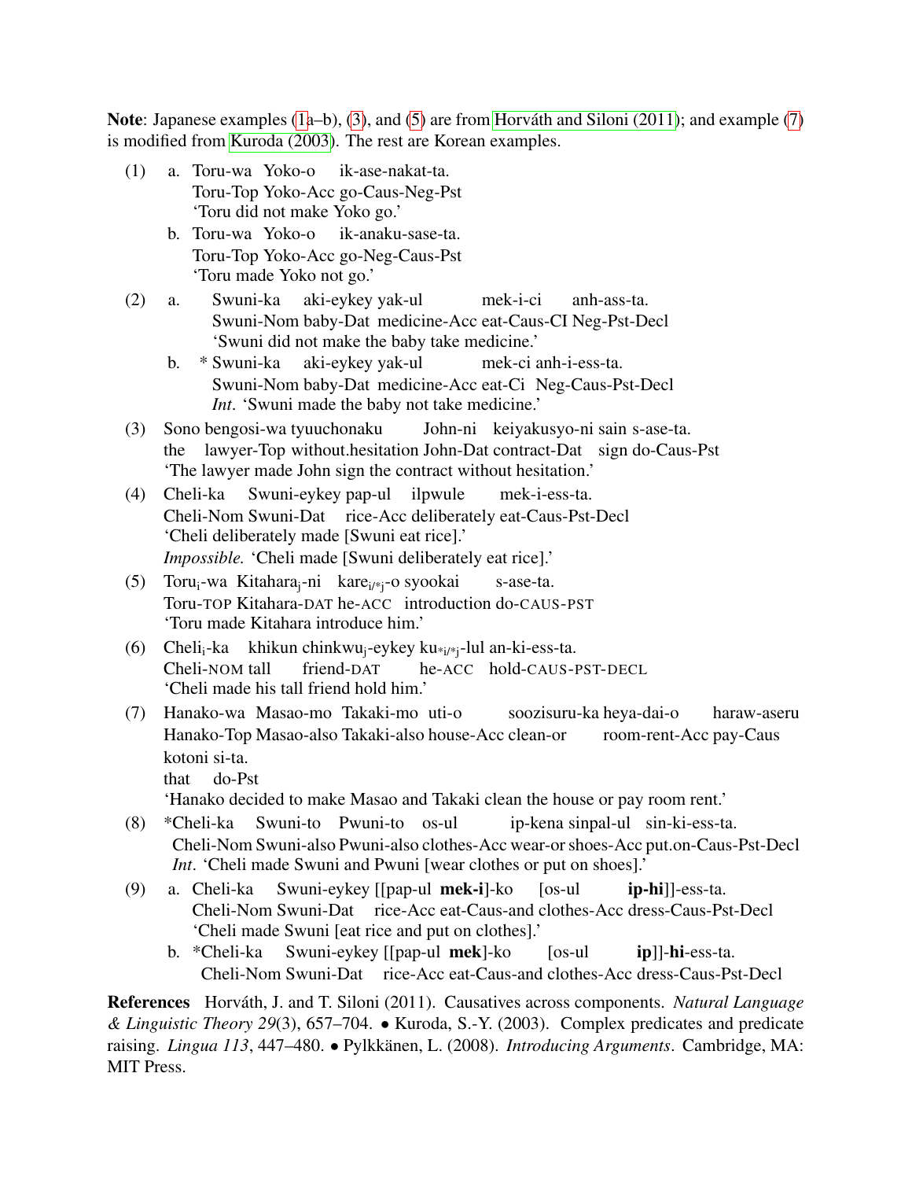**Note**: Japanese examples (1a–b), (3), and (5) are from Horváth and Siloni (2011); and example (7) is modified from Kuroda (2003). The rest are Korean examples.

(1) a. Toru-wa Yoko-o ik-ase-nakat-ta.
Toru-Top Yoko-Acc go-Caus-Neg-Pst
'Toru did not make Yoko go.'

b. Toru-wa Yoko-o ik-anaku-sase-ta.
Toru-Top Yoko-Acc go-Neg-Caus-Pst
'Toru made Yoko not go.'

(2) a. Swuni-ka aki-eykey yak-ul mek-i-ci anh-ass-ta.
Swuni-Nom baby-Dat medicine-Acc eat-Caus-CI Neg-Pst-Decl
'Swuni did not make the baby take medicine.'

b. * Swuni-ka aki-eykey yak-ul mek-ci anh-i-ess-ta.
Swuni-Nom baby-Dat medicine-Acc eat-Ci Neg-Caus-Pst-Decl
*Int*. 'Swuni made the baby not take medicine.'

(3) Sono bengosi-wa tyuuchonaku John-ni keiyakusyo-ni sain s-ase-ta.
the lawyer-Top without.hesitation John-Dat contract-Dat sign do-Caus-Pst
'The lawyer made John sign the contract without hesitation.'

(4) Cheli-ka Swuni-eykey pap-ul ilpwule mek-i-ess-ta.
Cheli-Nom Swuni-Dat rice-Acc deliberately eat-Caus-Pst-Decl
'Cheli deliberately made [Swuni eat rice].'
*Impossible.* 'Cheli made [Swuni deliberately eat rice].'

(5) Toru$_i$-wa Kitahara$_j$-ni kare$_{i/*j}$-o syookai s-ase-ta.
Toru-TOP Kitahara-DAT he-ACC introduction do-CAUS-PST
'Toru made Kitahara introduce him.'

(6) Cheli$_i$-ka khikun chinkwu$_j$-eykey ku$_{*i/*j}$-lul an-ki-ess-ta.
Cheli-NOM tall friend-DAT he-ACC hold-CAUS-PST-DECL
'Cheli made his tall friend hold him.'

(7) Hanako-wa Masao-mo Takaki-mo uti-o soozisuru-ka heya-dai-o haraw-aseru kotoni si-ta.
Hanako-Top Masao-also Takaki-also house-Acc clean-or room-rent-Acc pay-Caus that do-Pst
'Hanako decided to make Masao and Takaki clean the house or pay room rent.'

(8) *Cheli-ka Swuni-to Pwuni-to os-ul ip-kena sinpal-ul sin-ki-ess-ta.
Cheli-Nom Swuni-also Pwuni-also clothes-Acc wear-or shoes-Acc put.on-Caus-Pst-Decl
*Int*. 'Cheli made Swuni and Pwuni [wear clothes or put on shoes].'

(9) a. Cheli-ka Swuni-eykey [[pap-ul **mek-i**]-ko [os-ul **ip-hi**]]-ess-ta.
Cheli-Nom Swuni-Dat rice-Acc eat-Caus-and clothes-Acc dress-Caus-Pst-Decl
'Cheli made Swuni [eat rice and put on clothes].'

b. *Cheli-ka Swuni-eykey [[pap-ul **mek**]-ko [os-ul **ip**]]-**hi**-ess-ta.
Cheli-Nom Swuni-Dat rice-Acc eat-Caus-and clothes-Acc dress-Caus-Pst-Decl

**References** Horváth, J. and T. Siloni (2011). Causatives across components. *Natural Language & Linguistic Theory 29*(3), 657–704. • Kuroda, S.-Y. (2003). Complex predicates and predicate raising. *Lingua 113*, 447–480. • Pylkkänen, L. (2008). *Introducing Arguments*. Cambridge, MA: MIT Press.